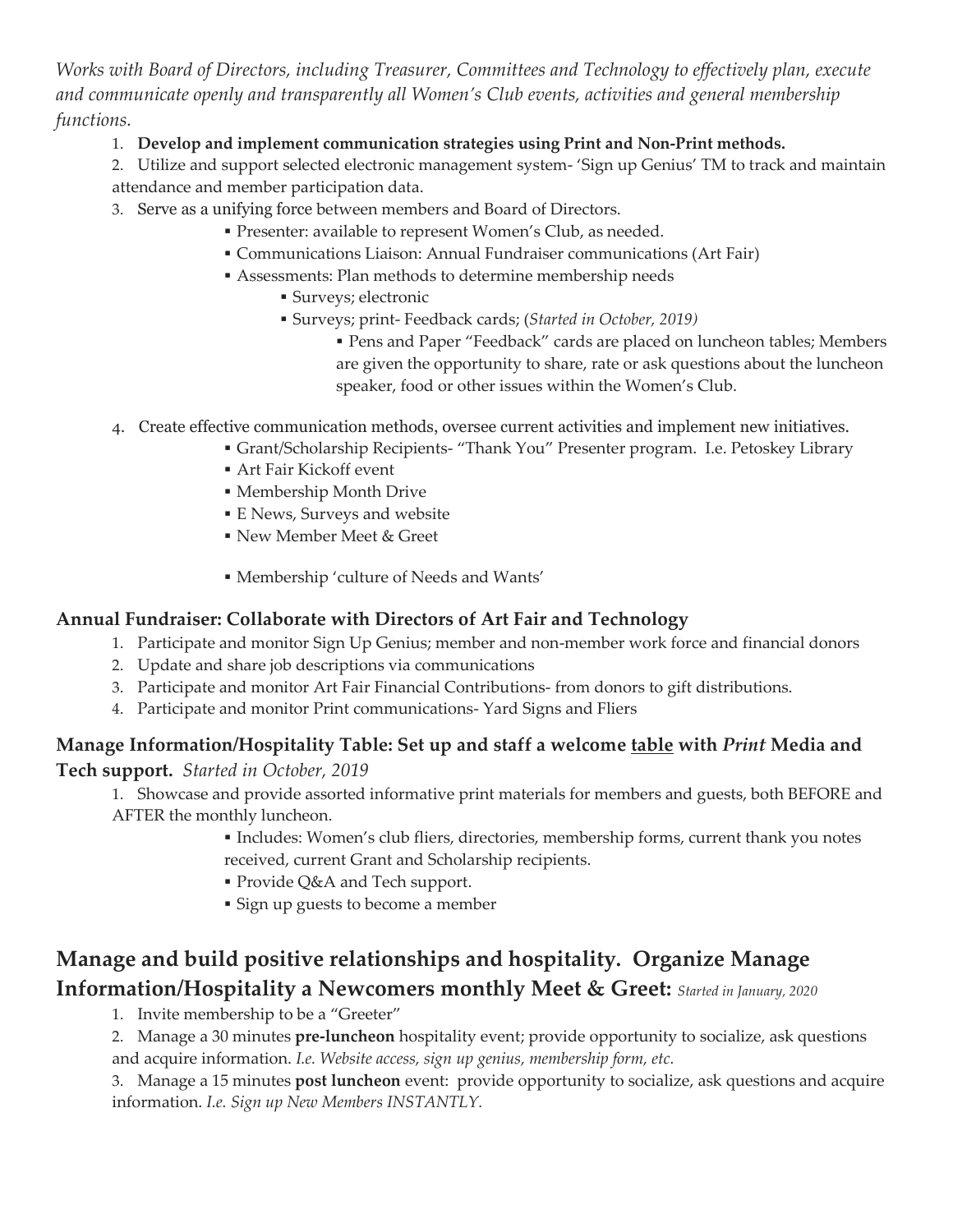*Works with Board of Directors, including Treasurer, Committees and Technology to effectively plan, execute and communicate openly and transparently all Women's Club events, activities and general membership functions.*

1. **Develop and implement communication strategies using Print and Non-Print methods.**
2. Utilize and support selected electronic management system- 'Sign up Genius' TM to track and maintain attendance and member participation data.
3. Serve as a unifying force between members and Board of Directors.
    - Presenter: available to represent Women's Club, as needed.
    - Communications Liaison: Annual Fundraiser communications (Art Fair)
    - Assessments: Plan methods to determine membership needs
        - Surveys; electronic
        - Surveys; print- Feedback cards; (*Started in October, 2019)*
            - Pens and Paper "Feedback" cards are placed on luncheon tables; Members are given the opportunity to share, rate or ask questions about the luncheon speaker, food or other issues within the Women's Club.
4. Create effective communication methods, oversee current activities and implement new initiatives.
    - Grant/Scholarship Recipients- "Thank You" Presenter program. I.e. Petoskey Library
    - Art Fair Kickoff event
    - Membership Month Drive
    - E News, Surveys and website
    - New Member Meet & Greet
    - Membership 'culture of Needs and Wants'

### Annual Fundraiser: Collaborate with Directors of Art Fair and Technology

1. Participate and monitor Sign Up Genius; member and non-member work force and financial donors
2. Update and share job descriptions via communications
3. Participate and monitor Art Fair Financial Contributions- from donors to gift distributions.
4. Participate and monitor Print communications- Yard Signs and Fliers

### Manage Information/Hospitality Table: Set up and staff a welcome <u>table</u> with *Print* Media and Tech support. *Started in October, 2019*

1. Showcase and provide assorted informative print materials for members and guests, both BEFORE and AFTER the monthly luncheon.
    - Includes: Women's club fliers, directories, membership forms, current thank you notes received, current Grant and Scholarship recipients.
    - Provide Q&A and Tech support.
    - Sign up guests to become a member

## Manage and build positive relationships and hospitality. Organize Manage Information/Hospitality a Newcomers monthly Meet & Greet: *Started in January, 2020*

1. Invite membership to be a "Greeter"
2. Manage a 30 minutes **pre-luncheon** hospitality event; provide opportunity to socialize, ask questions and acquire information. *I.e. Website access, sign up genius, membership form, etc.*
3. Manage a 15 minutes **post luncheon** event: provide opportunity to socialize, ask questions and acquire information. *I.e. Sign up New Members INSTANTLY.*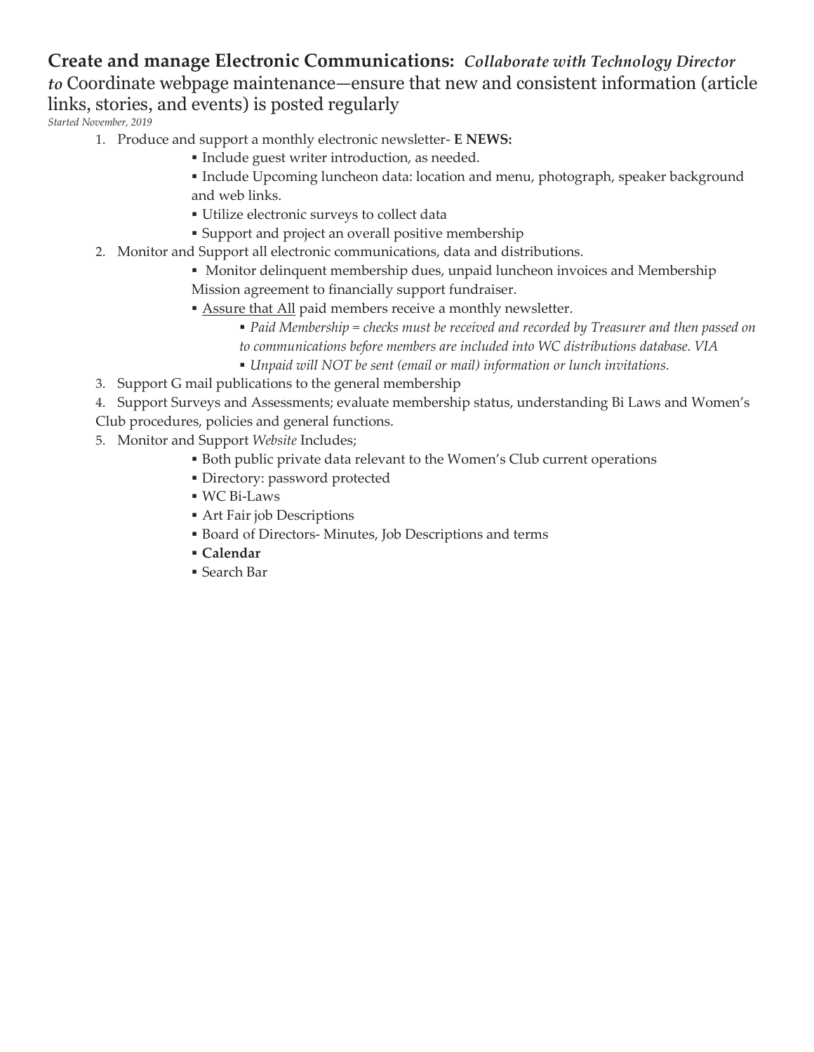**Create and manage Electronic Communications:** ***Collaborate with Technology Director to*** Coordinate webpage maintenance—ensure that new and consistent information (article links, stories, and events) is posted regularly

*Started November, 2019*

1. Produce and support a monthly electronic newsletter- **E NEWS:**
   - Include guest writer introduction, as needed.
   - Include Upcoming luncheon data: location and menu, photograph, speaker background and web links.
   - Utilize electronic surveys to collect data
   - Support and project an overall positive membership
2. Monitor and Support all electronic communications, data and distributions.
   - Monitor delinquent membership dues, unpaid luncheon invoices and Membership Mission agreement to financially support fundraiser.
   - <u>Assure that All</u> paid members receive a monthly newsletter.
     - *Paid Membership = checks must be received and recorded by Treasurer and then passed on to communications before members are included into WC distributions database. VIA*
     - *Unpaid will NOT be sent (email or mail) information or lunch invitations.*
3. Support G mail publications to the general membership
4. Support Surveys and Assessments; evaluate membership status, understanding Bi Laws and Women's Club procedures, policies and general functions.
5. Monitor and Support *Website* Includes;
   - Both public private data relevant to the Women's Club current operations
   - Directory: password protected
   - WC Bi-Laws
   - Art Fair job Descriptions
   - Board of Directors- Minutes, Job Descriptions and terms
   - **Calendar**
   - Search Bar